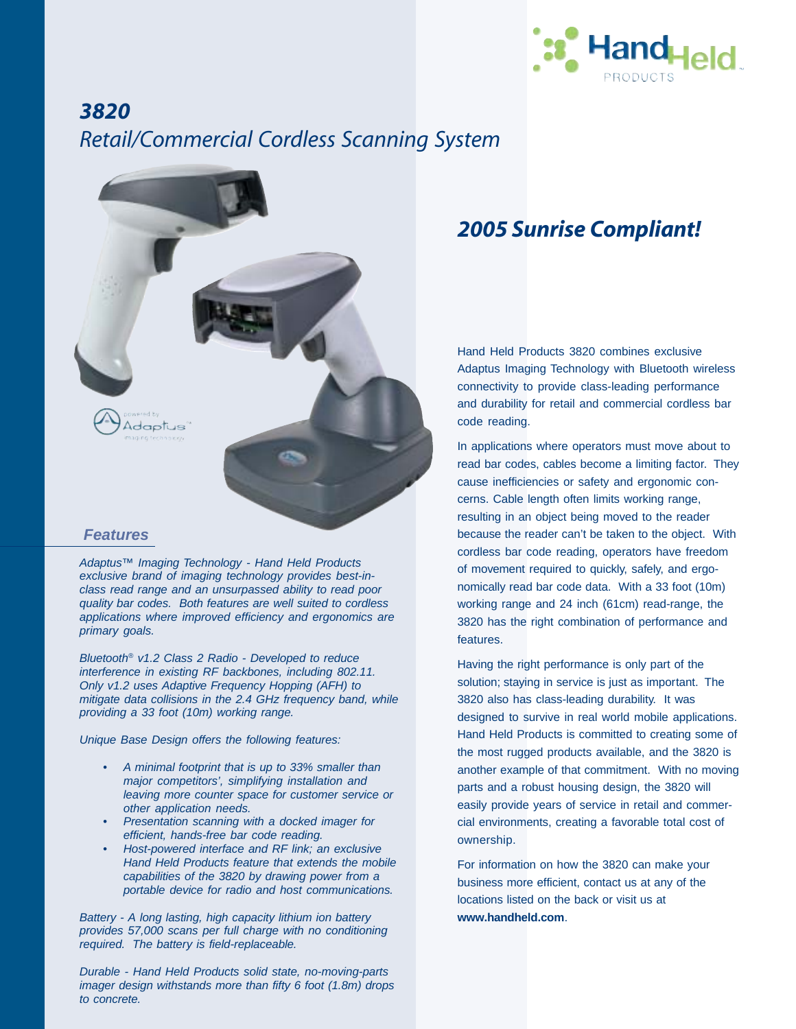# 3820

## Retail/Commercial Cordless Scanning System

## 2005 Sunrise Compliant!

Hand Held Products 3820 combines exclusive Adaptus Imaging Technology with Bluetooth wireless connectivity to provide class-leading performance and durability for retail and commercial cordless bar code reading.

In applications where operators must move about to read bar codes, cables become a limiting factor. They cause inefficiencies or safety and ergonomic concerns. Cable length often limits working range, resulting in an object being moved to the reader because the reader can't be taken to the object. With cordless bar code reading, operators have freedom of movement required to quickly, safely, and ergonomically read bar code data. With a 33 foot (10m) working range and 24 inch (61cm) read-range, the 3820 has the right combination of performance and features.

Having the right performance is only part of the solution; staying in service is just as important. The 3820 also has class-leading durability. It was designed to survive in real world mobile applications. Hand Held Products is committed to creating some of the most rugged products available, and the 3820 is another example of that commitment. With no moving parts and a robust housing design, the 3820 will easily provide years of service in retail and commercial environments, creating a favorable total cost of ownership.

For information on how the 3820 can make your business more efficient, contact us at any of the locations listed on the back or visit us at **www.handheld.com**.

### Features

*Adaptus™ Imaging Technology - Hand Held Products exclusive brand of imaging technology provides best-in-class read range and an unsurpassed ability to read poor quality bar codes. Both features are well suited to cordless applications where improved efficiency and ergonomics are primary goals.*

*Bluetooth® v1.2 Class 2 Radio - Developed to reduce interference in existing RF backbones, including 802.11. Only v1.2 uses Adaptive Frequency Hopping (AFH) to mitigate data collisions in the 2.4 GHz frequency band, while providing a 33 foot (10m) working range.*

*Unique Base Design offers the following features:*

- *A minimal footprint that is up to 33% smaller than major competitors', simplifying installation and leaving more counter space for customer service or other application needs.*
- *Presentation scanning with a docked imager for efficient, hands-free bar code reading.*
- *Host-powered interface and RF link; an exclusive Hand Held Products feature that extends the mobile capabilities of the 3820 by drawing power from a portable device for radio and host communications.*

*Battery - A long lasting, high capacity lithium ion battery provides 57,000 scans per full charge with no conditioning required. The battery is field-replaceable.*

*Durable - Hand Held Products solid state, no-moving-parts imager design withstands more than fifty 6 foot (1.8m) drops to concrete.*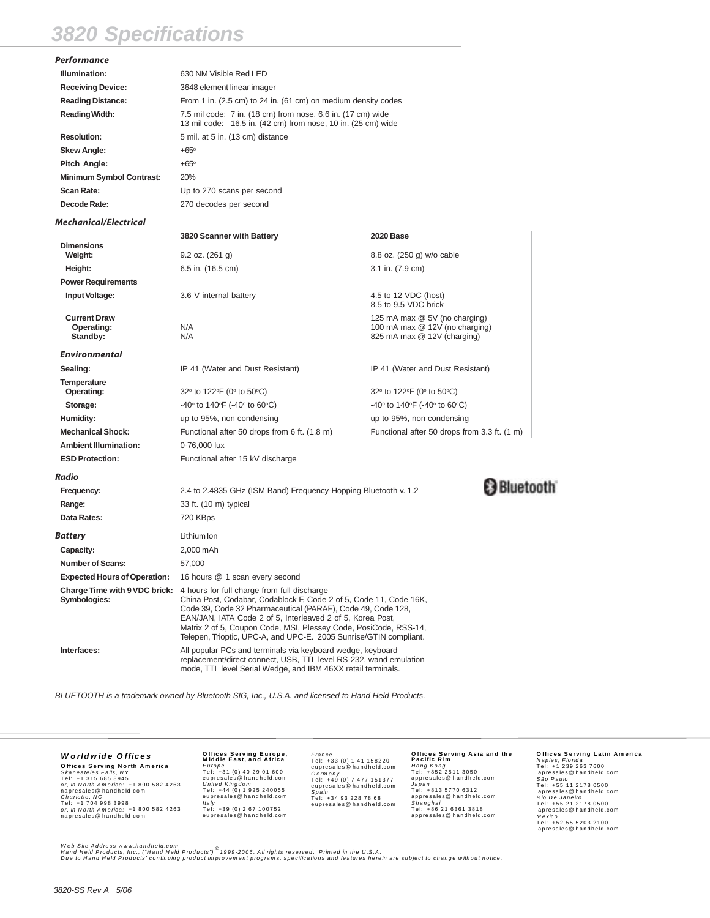# 3820 Specifications

### Performance

| | |
|---|---|
| **Illumination:** | 630 NM Visible Red LED |
| **Receiving Device:** | 3648 element linear imager |
| **Reading Distance:** | From 1 in. (2.5 cm) to 24 in. (61 cm) on medium density codes |
| **Reading Width:** | 7.5 mil code: 7 in. (18 cm) from nose, 6.6 in. (17 cm) wide<br>13 mil code: 16.5 in. (42 cm) from nose, 10 in. (25 cm) wide |
| **Resolution:** | 5 mil. at 5 in. (13 cm) distance |
| **Skew Angle:** | ±65° |
| **Pitch Angle:** | ±65° |
| **Minimum Symbol Contrast:** | 20% |
| **Scan Rate:** | Up to 270 scans per second |
| **Decode Rate:** | 270 decodes per second |

### Mechanical/Electrical

| | 3820 Scanner with Battery | 2020 Base |
|---|---|---|
| **Dimensions** | | |
| **Weight:** | 9.2 oz. (261 g) | 8.8 oz. (250 g) w/o cable |
| **Height:** | 6.5 in. (16.5 cm) | 3.1 in. (7.9 cm) |
| **Power Requirements** | | |
| **Input Voltage:** | 3.6 V internal battery | 4.5 to 12 VDC (host)<br>8.5 to 9.5 VDC brick |
| **Current Draw** | | |
| **Operating:** | N/A | 125 mA max @ 5V (no charging)<br>100 mA max @ 12V (no charging) |
| **Standby:** | N/A | 825 mA max @ 12V (charging) |
| ***Environmental*** | | |
| **Sealing:** | IP 41 (Water and Dust Resistant) | IP 41 (Water and Dust Resistant) |
| **Temperature** | | |
| **Operating:** | 32° to 122°F (0° to 50°C) | 32° to 122°F (0° to 50°C) |
| **Storage:** | -40° to 140°F (-40° to 60°C) | -40° to 140°F (-40° to 60°C) |
| **Humidity:** | up to 95%, non condensing | up to 95%, non condensing |
| **Mechanical Shock:** | Functional after 50 drops from 6 ft. (1.8 m) | Functional after 50 drops from 3.3 ft. (1 m) |
| **Ambient Illumination:** | 0-76,000 lux | |
| **ESD Protection:** | Functional after 15 kV discharge | |

### Radio

Bluetooth®

| | |
|---|---|
| **Frequency:** | 2.4 to 2.4835 GHz (ISM Band) Frequency-Hopping Bluetooth v. 1.2 |
| **Range:** | 33 ft. (10 m) typical |
| **Data Rates:** | 720 KBps |

### Battery

| | |
|---|---|
| ***Battery*** | Lithium Ion |
| **Capacity:** | 2,000 mAh |
| **Number of Scans:** | 57,000 |
| **Expected Hours of Operation:** | 16 hours @ 1 scan every second |
| **Charge Time with 9 VDC brick:** | 4 hours for full charge from full discharge |
| **Symbologies:** | China Post, Codabar, Codablock F, Code 2 of 5, Code 11, Code 16K, Code 39, Code 32 Pharmaceutical (PARAF), Code 49, Code 128, EAN/JAN, IATA Code 2 of 5, Interleaved 2 of 5, Korea Post, Matrix 2 of 5, Coupon Code, MSI, Plessey Code, PosiCode, RSS-14, Telepen, Trioptic, UPC-A, and UPC-E. 2005 Sunrise/GTIN compliant. |
| **Interfaces:** | All popular PCs and terminals via keyboard wedge, keyboard replacement/direct connect, USB, TTL level RS-232, wand emulation mode, TTL level Serial Wedge, and IBM 46XX retail terminals. |

*BLUETOOTH is a trademark owned by Bluetooth SIG, Inc., U.S.A. and licensed to Hand Held Products.*

---

### Worldwide Offices

**Offices Serving North America**
*Skaneateles Falls, NY*
Tel: +1 315 685 8945
*or, in North America:* +1 800 582 4263
napresales@handheld.com
*Charlotte, NC*
Tel: +1 704 998 3998
*or, in North America:* +1 800 582 4263
napresales@handheld.com

**Offices Serving Europe, Middle East, and Africa**
*Europe*
Tel: +31 (0) 40 29 01 600
eupresales@handheld.com
*United Kingdom*
Tel: +44 (0) 1 925 240055
eupresales@handheld.com
*Italy*
Tel: +39 (0) 2 67 100752
eupresales@handheld.com
*France*
Tel: +33 (0) 1 41 158220
eupresales@handheld.com
*Germany*
Tel: +49 (0) 7 477 151377
eupresales@handheld.com
*Spain*
Tel: +34 93 228 78 68
eupresales@handheld.com

**Offices Serving Asia and the Pacific Rim**
*Hong Kong*
Tel: +852 2511 3050
appresales@handheld.com
*Japan*
Tel: +813 5770 6312
appresales@handheld.com
*Shanghai*
Tel: +86 21 6361 3818
appresales@handheld.com

**Offices Serving Latin America**
*Naples, Florida*
Tel: +1 239 263 7600
lapresales@handheld.com
*São Paulo*
Tel: +55 11 2178 0500
lapresales@handheld.com
*Rio De Janeiro*
Tel: +55 21 2178 0500
lapresales@handheld.com
*Mexico*
Tel: +52 55 5203 2100
lapresales@handheld.com

*Web Site Address www.handheld.com*
*Hand Held Products, Inc., ("Hand Held Products") © 1999-2006. All rights reserved. Printed in the U.S.A.*
*Due to Hand Held Products' continuing product improvement programs, specifications and features herein are subject to change without notice.*

*3820-SS Rev A 5/06*